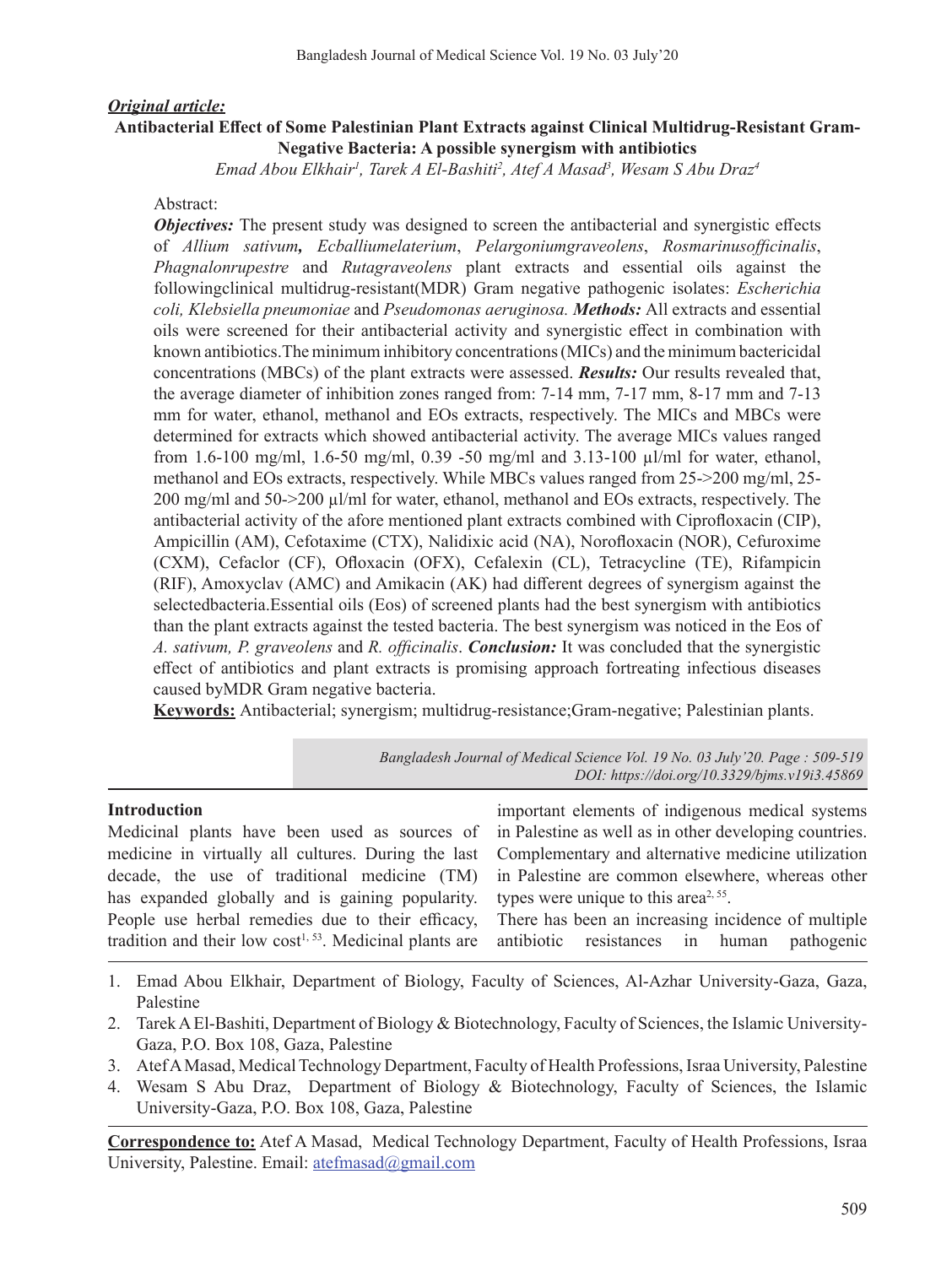***Original article:***

# Antibacterial Effect of Some Palestinian Plant Extracts against Clinical Multidrug-Resistant Gram-Negative Bacteria: A possible synergism with antibiotics

*Emad Abou Elkhair[1], Tarek A El-Bashiti[2], Atef A Masad[3], Wesam S Abu Draz[4]*

Abstract:

***Objectives:*** The present study was designed to screen the antibacterial and synergistic effects of *Allium sativum**,** Ecballiumelaterium*, *Pelargoniumgraveolens*, *Rosmarinusofficinalis*, *Phagnalonrupestre* and *Rutagraveolens* plant extracts and essential oils against the followingclinical multidrug-resistant(MDR) Gram negative pathogenic isolates: *Escherichia coli, Klebsiella pneumoniae* and *Pseudomonas aeruginosa.* ***Methods:*** All extracts and essential oils were screened for their antibacterial activity and synergistic effect in combination with known antibiotics.The minimum inhibitory concentrations (MICs) and the minimum bactericidal concentrations (MBCs) of the plant extracts were assessed. ***Results:*** Our results revealed that, the average diameter of inhibition zones ranged from: 7-14 mm, 7-17 mm, 8-17 mm and 7-13 mm for water, ethanol, methanol and EOs extracts, respectively. The MICs and MBCs were determined for extracts which showed antibacterial activity. The average MICs values ranged from 1.6-100 mg/ml, 1.6-50 mg/ml, 0.39 -50 mg/ml and 3.13-100 µl/ml for water, ethanol, methanol and EOs extracts, respectively. While MBCs values ranged from 25->200 mg/ml, 25-200 mg/ml and 50->200 µl/ml for water, ethanol, methanol and EOs extracts, respectively. The antibacterial activity of the afore mentioned plant extracts combined with Ciprofloxacin (CIP), Ampicillin (AM), Cefotaxime (CTX), Nalidixic acid (NA), Norofloxacin (NOR), Cefuroxime (CXM), Cefaclor (CF), Ofloxacin (OFX), Cefalexin (CL), Tetracycline (TE), Rifampicin (RIF), Amoxyclav (AMC) and Amikacin (AK) had different degrees of synergism against the selectedbacteria.Essential oils (Eos) of screened plants had the best synergism with antibiotics than the plant extracts against the tested bacteria. The best synergism was noticed in the Eos of *A. sativum, P. graveolens* and *R. officinalis*. ***Conclusion:*** It was concluded that the synergistic effect of antibiotics and plant extracts is promising approach fortreating infectious diseases caused byMDR Gram negative bacteria.

**Keywords:** Antibacterial; synergism; multidrug-resistance;Gram-negative; Palestinian plants.

*DOI: https://doi.org/10.3329/bjms.v19i3.45869*

## Introduction

Medicinal plants have been used as sources of medicine in virtually all cultures. During the last decade, the use of traditional medicine (TM) has expanded globally and is gaining popularity. People use herbal remedies due to their efficacy, tradition and their low cost[1, 53]. Medicinal plants are important elements of indigenous medical systems in Palestine as well as in other developing countries. Complementary and alternative medicine utilization in Palestine are common elsewhere, whereas other types were unique to this area[2, 55].

There has been an increasing incidence of multiple antibiotic resistances in human pathogenic

---

1. Emad Abou Elkhair, Department of Biology, Faculty of Sciences, Al-Azhar University-Gaza, Gaza, Palestine
2. Tarek A El-Bashiti, Department of Biology & Biotechnology, Faculty of Sciences, the Islamic University-Gaza, P.O. Box 108, Gaza, Palestine
3. Atef A Masad, Medical Technology Department, Faculty of Health Professions, Israa University, Palestine
4. Wesam S Abu Draz, Department of Biology & Biotechnology, Faculty of Sciences, the Islamic University-Gaza, P.O. Box 108, Gaza, Palestine

**Correspondence to:** Atef A Masad, Medical Technology Department, Faculty of Health Professions, Israa University, Palestine. Email: atefmasad@gmail.com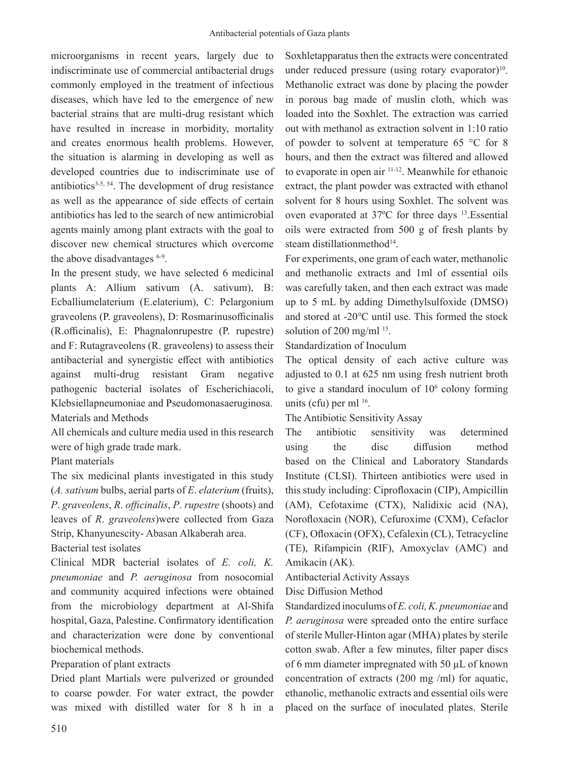microorganisms in recent years, largely due to indiscriminate use of commercial antibacterial drugs commonly employed in the treatment of infectious diseases, which have led to the emergence of new bacterial strains that are multi-drug resistant which have resulted in increase in morbidity, mortality and creates enormous health problems. However, the situation is alarming in developing as well as developed countries due to indiscriminate use of antibiotics[3-5, 54]. The development of drug resistance as well as the appearance of side effects of certain antibiotics has led to the search of new antimicrobial agents mainly among plant extracts with the goal to discover new chemical structures which overcome the above disadvantages [6-9].

In the present study, we have selected 6 medicinal plants A: Allium sativum (A. sativum), B: Ecballiumelaterium (E.elaterium), C: Pelargonium graveolens (P. graveolens), D: Rosmarinusofficinalis (R.officinalis), E: Phagnalonrupestre (P. rupestre) and F: Rutagraveolens (R. graveolens) to assess their antibacterial and synergistic effect with antibiotics against multi-drug resistant Gram negative pathogenic bacterial isolates of Escherichiacoli, Klebsiellapneumoniae and Pseudomonasaeruginosa.

## Materials and Methods

All chemicals and culture media used in this research were of high grade trade mark.

### Plant materials

The six medicinal plants investigated in this study (*A. sativum* bulbs, aerial parts of *E. elaterium* (fruits), *P. graveolens*, *R. officinalis*, *P. rupestre* (shoots) and leaves of *R. graveolens*)were collected from Gaza Strip, Khanyunescity- Abasan Alkaberah area.

### Bacterial test isolates

Clinical MDR bacterial isolates of *E. coli, K. pneumoniae* and *P. aeruginosa* from nosocomial and community acquired infections were obtained from the microbiology department at Al-Shifa hospital, Gaza, Palestine. Confirmatory identification and characterization were done by conventional biochemical methods.

### Preparation of plant extracts

Dried plant Martials were pulverized or grounded to coarse powder. For water extract, the powder was mixed with distilled water for 8 h in a Soxhletapparatus then the extracts were concentrated under reduced pressure (using rotary evaporator)[10]. Methanolic extract was done by placing the powder in porous bag made of muslin cloth, which was loaded into the Soxhlet. The extraction was carried out with methanol as extraction solvent in 1:10 ratio of powder to solvent at temperature 65 °C for 8 hours, and then the extract was filtered and allowed to evaporate in open air [11-12]. Meanwhile for ethanoic extract, the plant powder was extracted with ethanol solvent for 8 hours using Soxhlet. The solvent was oven evaporated at 37ºC for three days [13].Essential oils were extracted from 500 g of fresh plants by steam distillationmethod[14].

For experiments, one gram of each water, methanolic and methanolic extracts and 1ml of essential oils was carefully taken, and then each extract was made up to 5 mL by adding Dimethylsulfoxide (DMSO) and stored at -20°C until use. This formed the stock solution of 200 mg/ml [15].

### Standardization of Inoculum

The optical density of each active culture was adjusted to 0.1 at 625 nm using fresh nutrient broth to give a standard inoculum of $10^6$ colony forming units (cfu) per ml [16].

### The Antibiotic Sensitivity Assay

The antibiotic sensitivity was determined using the disc diffusion method based on the Clinical and Laboratory Standards Institute (CLSI). Thirteen antibiotics were used in this study including: Ciprofloxacin (CIP), Ampicillin (AM), Cefotaxime (CTX), Nalidixic acid (NA), Norofloxacin (NOR), Cefuroxime (CXM), Cefaclor (CF), Ofloxacin (OFX), Cefalexin (CL), Tetracycline (TE), Rifampicin (RIF), Amoxyclav (AMC) and Amikacin (AK).

### Antibacterial Activity Assays

#### Disc Diffusion Method

Standardized inoculums of *E. coli, K. pneumoniae* and *P. aeruginosa* were spreaded onto the entire surface of sterile Muller-Hinton agar (MHA) plates by sterile cotton swab. After a few minutes, filter paper discs of 6 mm diameter impregnated with 50 µL of known concentration of extracts (200 mg /ml) for aquatic, ethanolic, methanolic extracts and essential oils were placed on the surface of inoculated plates. Sterile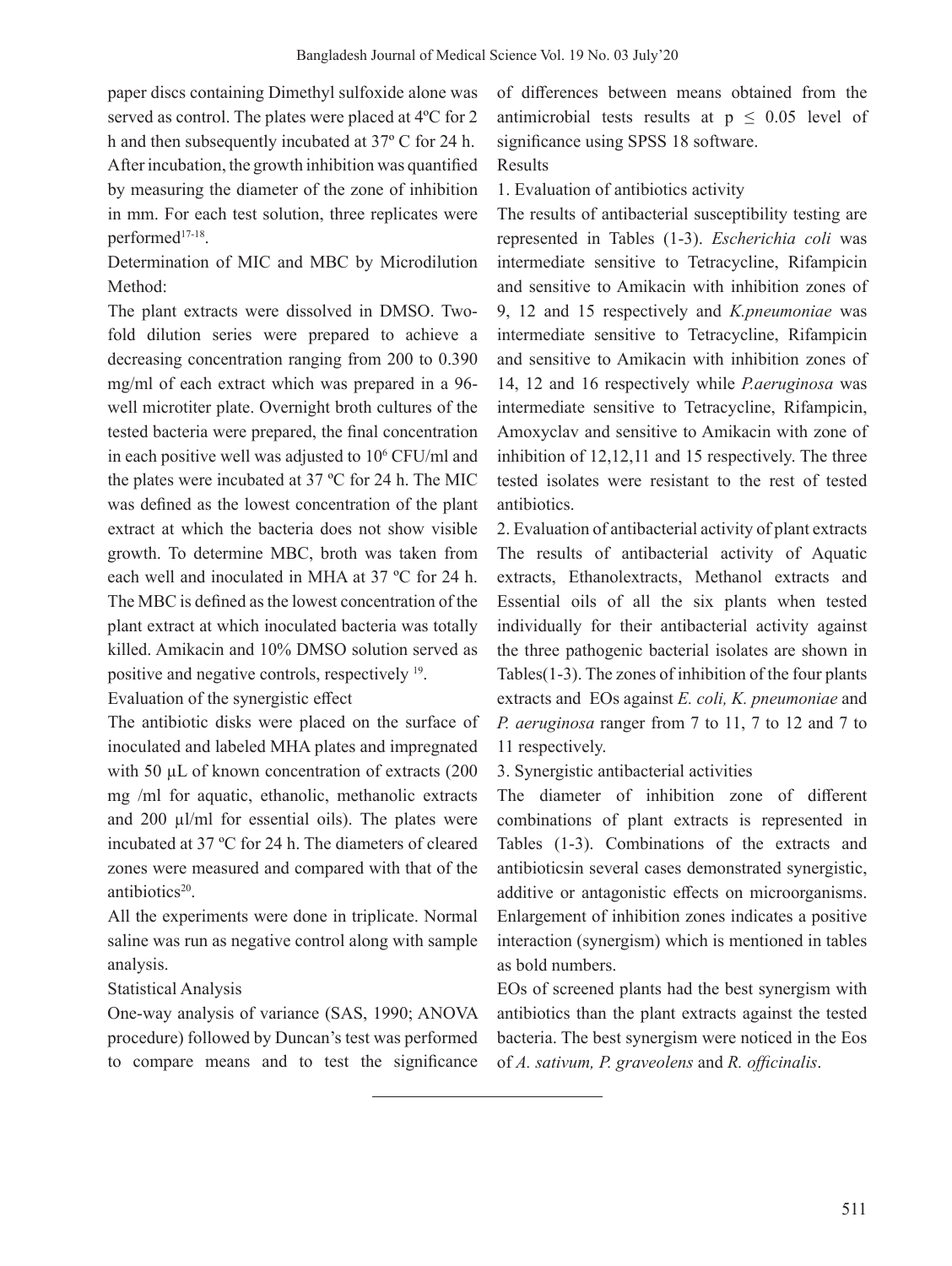paper discs containing Dimethyl sulfoxide alone was served as control. The plates were placed at 4ºC for 2 h and then subsequently incubated at 37º C for 24 h. After incubation, the growth inhibition was quantified by measuring the diameter of the zone of inhibition in mm. For each test solution, three replicates were performed[17-18].

Determination of MIC and MBC by Microdilution Method:

The plant extracts were dissolved in DMSO. Two-fold dilution series were prepared to achieve a decreasing concentration ranging from 200 to 0.390 mg/ml of each extract which was prepared in a 96-well microtiter plate. Overnight broth cultures of the tested bacteria were prepared, the final concentration in each positive well was adjusted to $10^6$ CFU/ml and the plates were incubated at 37 ºC for 24 h. The MIC was defined as the lowest concentration of the plant extract at which the bacteria does not show visible growth. To determine MBC, broth was taken from each well and inoculated in MHA at 37 ºC for 24 h. The MBC is defined as the lowest concentration of the plant extract at which inoculated bacteria was totally killed. Amikacin and 10% DMSO solution served as positive and negative controls, respectively [19].

Evaluation of the synergistic effect

The antibiotic disks were placed on the surface of inoculated and labeled MHA plates and impregnated with 50 µL of known concentration of extracts (200 mg /ml for aquatic, ethanolic, methanolic extracts and 200 µl/ml for essential oils). The plates were incubated at 37 ºC for 24 h. The diameters of cleared zones were measured and compared with that of the antibiotics[20].

All the experiments were done in triplicate. Normal saline was run as negative control along with sample analysis.

Statistical Analysis

One-way analysis of variance (SAS, 1990; ANOVA procedure) followed by Duncan's test was performed to compare means and to test the significance of differences between means obtained from the antimicrobial tests results at $p \leq 0.05$ level of significance using SPSS 18 software.

Results

1. Evaluation of antibiotics activity

The results of antibacterial susceptibility testing are represented in Tables (1-3). *Escherichia coli* was intermediate sensitive to Tetracycline, Rifampicin and sensitive to Amikacin with inhibition zones of 9, 12 and 15 respectively and *K.pneumoniae* was intermediate sensitive to Tetracycline, Rifampicin and sensitive to Amikacin with inhibition zones of 14, 12 and 16 respectively while *P.aeruginosa* was intermediate sensitive to Tetracycline, Rifampicin, Amoxyclav and sensitive to Amikacin with zone of inhibition of 12,12,11 and 15 respectively. The three tested isolates were resistant to the rest of tested antibiotics.

2. Evaluation of antibacterial activity of plant extracts

The results of antibacterial activity of Aquatic extracts, Ethanolextracts, Methanol extracts and Essential oils of all the six plants when tested individually for their antibacterial activity against the three pathogenic bacterial isolates are shown in Tables(1-3). The zones of inhibition of the four plants extracts and EOs against *E. coli, K. pneumoniae* and *P. aeruginosa* ranger from 7 to 11, 7 to 12 and 7 to 11 respectively.

3. Synergistic antibacterial activities

The diameter of inhibition zone of different combinations of plant extracts is represented in Tables (1-3). Combinations of the extracts and antibioticsin several cases demonstrated synergistic, additive or antagonistic effects on microorganisms. Enlargement of inhibition zones indicates a positive interaction (synergism) which is mentioned in tables as bold numbers.

EOs of screened plants had the best synergism with antibiotics than the plant extracts against the tested bacteria. The best synergism were noticed in the Eos of *A. sativum, P. graveolens* and *R. officinalis*.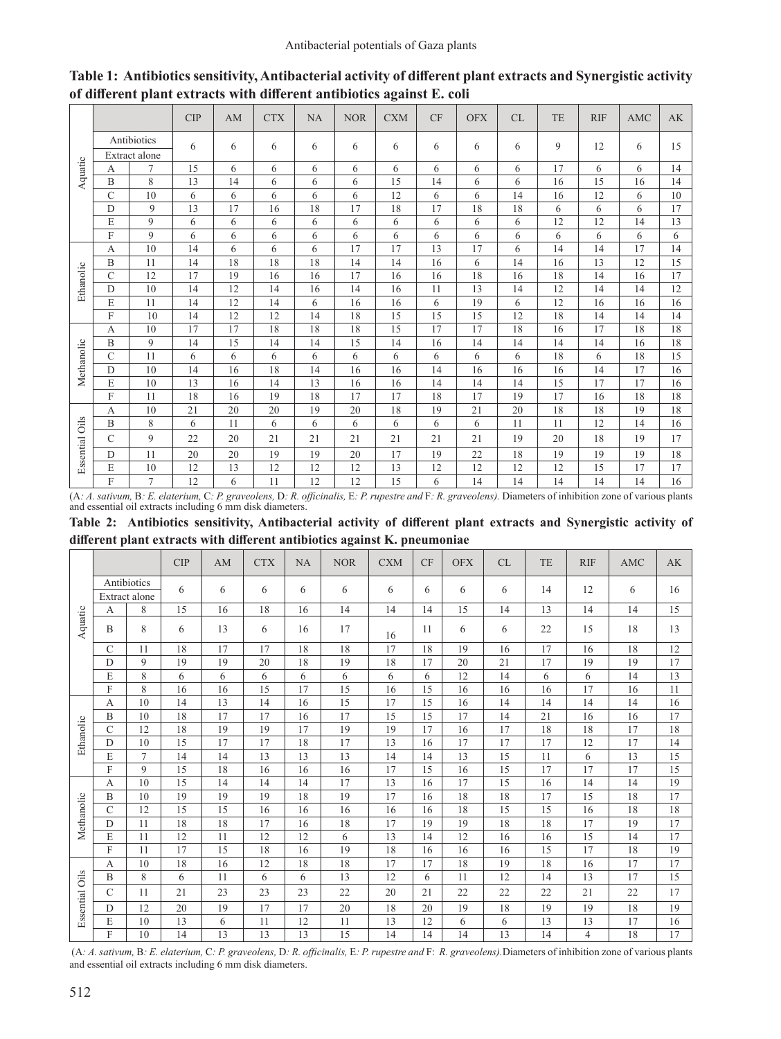**Table 1: Antibiotics sensitivity, Antibacterial activity of different plant extracts and Synergistic activity of different plant extracts with different antibiotics against E. coli**

| | | | CIP | AM | CTX | NA | NOR | CXM | CF | OFX | CL | TE | RIF | AMC | AK |
|---|---|---|---|---|---|---|---|---|---|---|---|---|---|---|---|
| | Antibiotics / Extract alone | | 6 | 6 | 6 | 6 | 6 | 6 | 6 | 6 | 6 | 9 | 12 | 6 | 15 |
| Aquatic | A | 7 | 15 | 6 | 6 | 6 | 6 | 6 | 6 | 6 | 6 | 17 | 6 | 6 | 14 |
| | B | 8 | 13 | 14 | 6 | 6 | 6 | 15 | 14 | 6 | 6 | 16 | 15 | 16 | 14 |
| | C | 10 | 6 | 6 | 6 | 6 | 6 | 12 | 6 | 6 | 14 | 16 | 12 | 6 | 10 |
| | D | 9 | 13 | 17 | 16 | 18 | 17 | 18 | 17 | 18 | 18 | 6 | 6 | 6 | 17 |
| | E | 9 | 6 | 6 | 6 | 6 | 6 | 6 | 6 | 6 | 6 | 12 | 12 | 14 | 13 |
| | F | 9 | 6 | 6 | 6 | 6 | 6 | 6 | 6 | 6 | 6 | 6 | 6 | 6 | 6 |
| Ethanolic | A | 10 | 14 | 6 | 6 | 6 | 17 | 17 | 13 | 17 | 6 | 14 | 14 | 17 | 14 |
| | B | 11 | 14 | 18 | 18 | 18 | 14 | 14 | 16 | 6 | 14 | 16 | 13 | 12 | 15 |
| | C | 12 | 17 | 19 | 16 | 16 | 17 | 16 | 16 | 18 | 16 | 18 | 14 | 16 | 17 |
| | D | 10 | 14 | 12 | 14 | 16 | 14 | 16 | 11 | 13 | 14 | 12 | 14 | 14 | 12 |
| | E | 11 | 14 | 12 | 14 | 6 | 16 | 16 | 6 | 19 | 6 | 12 | 16 | 16 | 16 |
| | F | 10 | 14 | 12 | 12 | 14 | 18 | 15 | 15 | 15 | 12 | 18 | 14 | 14 | 14 |
| Methanolic | A | 10 | 17 | 17 | 18 | 18 | 18 | 15 | 17 | 17 | 18 | 16 | 17 | 18 | 18 |
| | B | 9 | 14 | 15 | 14 | 14 | 15 | 14 | 16 | 14 | 14 | 14 | 14 | 16 | 18 |
| | C | 11 | 6 | 6 | 6 | 6 | 6 | 6 | 6 | 6 | 6 | 18 | 6 | 18 | 15 |
| | D | 10 | 14 | 16 | 18 | 14 | 16 | 16 | 14 | 16 | 16 | 16 | 14 | 17 | 16 |
| | E | 10 | 13 | 16 | 14 | 13 | 16 | 16 | 14 | 14 | 14 | 15 | 17 | 17 | 16 |
| | F | 11 | 18 | 16 | 19 | 18 | 17 | 17 | 18 | 17 | 19 | 17 | 16 | 18 | 18 |
| Essential Oils | A | 10 | 21 | 20 | 20 | 19 | 20 | 18 | 19 | 21 | 20 | 18 | 18 | 19 | 18 |
| | B | 8 | 6 | 11 | 6 | 6 | 6 | 6 | 6 | 6 | 11 | 11 | 12 | 14 | 16 |
| | C | 9 | 22 | 20 | 21 | 21 | 21 | 21 | 21 | 21 | 19 | 20 | 18 | 19 | 17 |
| | D | 11 | 20 | 20 | 19 | 19 | 20 | 17 | 19 | 22 | 18 | 19 | 19 | 19 | 18 |
| | E | 10 | 12 | 13 | 12 | 12 | 12 | 13 | 12 | 12 | 12 | 12 | 15 | 17 | 17 |
| | F | 7 | 12 | 6 | 11 | 12 | 12 | 15 | 6 | 14 | 14 | 14 | 14 | 14 | 16 |

(A*: A. sativum,* B*: E. elaterium,* C*: P. graveolens,* D*: R. officinalis,* E*: P. rupestre and* F*: R. graveolens).* Diameters of inhibition zone of various plants and essential oil extracts including 6 mm disk diameters.

**Table 2: Antibiotics sensitivity, Antibacterial activity of different plant extracts and Synergistic activity of different plant extracts with different antibiotics against K. pneumoniae**

| | | | CIP | AM | CTX | NA | NOR | CXM | CF | OFX | CL | TE | RIF | AMC | AK |
|---|---|---|---|---|---|---|---|---|---|---|---|---|---|---|---|
| | Antibiotics / Extract alone | | 6 | 6 | 6 | 6 | 6 | 6 | 6 | 6 | 6 | 14 | 12 | 6 | 16 |
| Aquatic | A | 8 | 15 | 16 | 18 | 16 | 14 | 14 | 14 | 15 | 14 | 13 | 14 | 14 | 15 |
| | B | 8 | 6 | 13 | 6 | 16 | 17 | 16 | 11 | 6 | 6 | 22 | 15 | 18 | 13 |
| | C | 11 | 18 | 17 | 17 | 18 | 18 | 17 | 18 | 19 | 16 | 17 | 16 | 18 | 12 |
| | D | 9 | 19 | 19 | 20 | 18 | 19 | 18 | 17 | 20 | 21 | 17 | 19 | 19 | 17 |
| | E | 8 | 6 | 6 | 6 | 6 | 6 | 6 | 6 | 12 | 14 | 6 | 6 | 14 | 13 |
| | F | 8 | 16 | 16 | 15 | 17 | 15 | 16 | 15 | 16 | 16 | 16 | 17 | 16 | 11 |
| Ethanolic | A | 10 | 14 | 13 | 14 | 16 | 15 | 17 | 15 | 16 | 14 | 14 | 14 | 14 | 16 |
| | B | 10 | 18 | 17 | 17 | 16 | 17 | 15 | 15 | 17 | 14 | 21 | 16 | 16 | 17 |
| | C | 12 | 18 | 19 | 19 | 17 | 19 | 19 | 17 | 16 | 17 | 18 | 18 | 17 | 18 |
| | D | 10 | 15 | 17 | 17 | 18 | 17 | 13 | 16 | 17 | 17 | 17 | 12 | 17 | 14 |
| | E | 7 | 14 | 14 | 13 | 13 | 13 | 14 | 14 | 13 | 15 | 11 | 6 | 13 | 15 |
| | F | 9 | 15 | 18 | 16 | 16 | 16 | 17 | 15 | 16 | 15 | 17 | 17 | 17 | 15 |
| Methanolic | A | 10 | 15 | 14 | 14 | 14 | 17 | 13 | 16 | 17 | 15 | 16 | 14 | 14 | 19 |
| | B | 10 | 19 | 19 | 19 | 18 | 19 | 17 | 16 | 18 | 18 | 17 | 15 | 18 | 17 |
| | C | 12 | 15 | 15 | 16 | 16 | 16 | 16 | 16 | 18 | 15 | 15 | 16 | 18 | 18 |
| | D | 11 | 18 | 18 | 17 | 16 | 18 | 17 | 19 | 19 | 18 | 18 | 17 | 19 | 17 |
| | E | 11 | 12 | 11 | 12 | 12 | 6 | 13 | 14 | 12 | 16 | 16 | 15 | 14 | 17 |
| | F | 11 | 17 | 15 | 18 | 16 | 19 | 18 | 16 | 16 | 16 | 15 | 17 | 18 | 19 |
| Essential Oils | A | 10 | 18 | 16 | 12 | 18 | 18 | 17 | 17 | 18 | 19 | 18 | 16 | 17 | 17 |
| | B | 8 | 6 | 11 | 6 | 6 | 13 | 12 | 6 | 11 | 12 | 14 | 13 | 17 | 15 |
| | C | 11 | 21 | 23 | 23 | 23 | 22 | 20 | 21 | 22 | 22 | 22 | 21 | 22 | 17 |
| | D | 12 | 20 | 19 | 17 | 17 | 20 | 18 | 20 | 19 | 18 | 19 | 19 | 18 | 19 |
| | E | 10 | 13 | 6 | 11 | 12 | 11 | 13 | 12 | 6 | 6 | 13 | 13 | 17 | 16 |
| | F | 10 | 14 | 13 | 13 | 13 | 15 | 14 | 14 | 14 | 13 | 14 | 4 | 18 | 17 |

(A*: A. sativum,* B*: E. elaterium,* C*: P. graveolens,* D*: R. officinalis,* E*: P. rupestre and* F: *R. graveolens).*Diameters of inhibition zone of various plants and essential oil extracts including 6 mm disk diameters.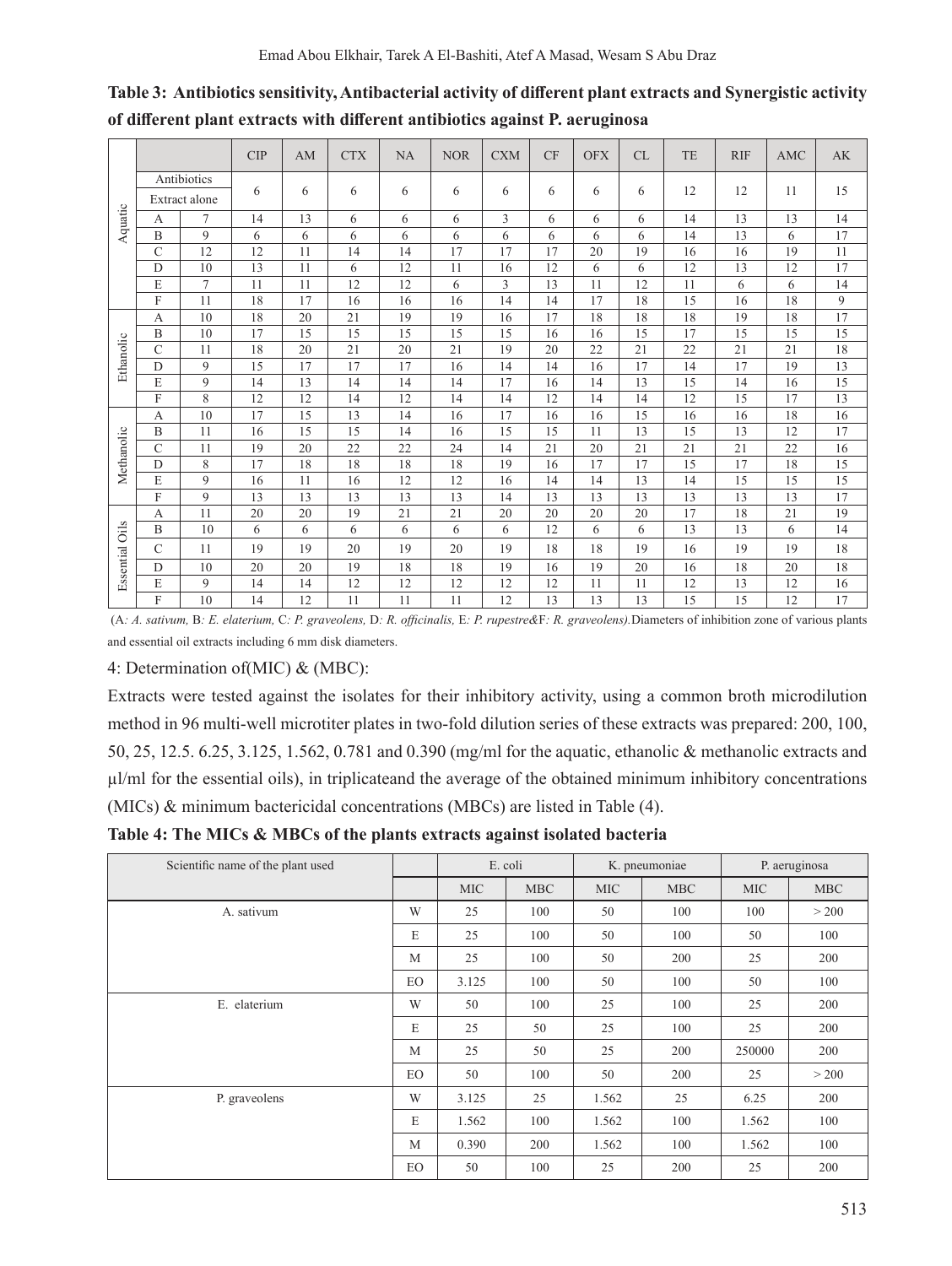**Table 3: Antibiotics sensitivity, Antibacterial activity of different plant extracts and Synergistic activity of different plant extracts with different antibiotics against P. aeruginosa**

| | | | CIP | AM | CTX | NA | NOR | CXM | CF | OFX | CL | TE | RIF | AMC | AK |
|---|---|---|---|---|---|---|---|---|---|---|---|---|---|---|---|
| | Antibiotics / Extract alone | | 6 | 6 | 6 | 6 | 6 | 6 | 6 | 6 | 6 | 12 | 12 | 11 | 15 |
| Aquatic | A | 7 | 14 | 13 | 6 | 6 | 6 | 3 | 6 | 6 | 6 | 14 | 13 | 13 | 14 |
| | B | 9 | 6 | 6 | 6 | 6 | 6 | 6 | 6 | 6 | 6 | 14 | 13 | 6 | 17 |
| | C | 12 | 12 | 11 | 14 | 14 | 17 | 17 | 17 | 20 | 19 | 16 | 16 | 19 | 11 |
| | D | 10 | 13 | 11 | 6 | 12 | 11 | 16 | 12 | 6 | 6 | 12 | 13 | 12 | 17 |
| | E | 7 | 11 | 11 | 12 | 12 | 6 | 3 | 13 | 11 | 12 | 11 | 6 | 6 | 14 |
| | F | 11 | 18 | 17 | 16 | 16 | 16 | 14 | 14 | 17 | 18 | 15 | 16 | 18 | 9 |
| Ethanolic | A | 10 | 18 | 20 | 21 | 19 | 19 | 16 | 17 | 18 | 18 | 18 | 19 | 18 | 17 |
| | B | 10 | 17 | 15 | 15 | 15 | 15 | 15 | 16 | 16 | 15 | 17 | 15 | 15 | 15 |
| | C | 11 | 18 | 20 | 21 | 20 | 21 | 19 | 20 | 22 | 21 | 22 | 21 | 21 | 18 |
| | D | 9 | 15 | 17 | 17 | 17 | 16 | 14 | 14 | 16 | 17 | 14 | 17 | 19 | 13 |
| | E | 9 | 14 | 13 | 14 | 14 | 14 | 17 | 16 | 14 | 13 | 15 | 14 | 16 | 15 |
| | F | 8 | 12 | 12 | 14 | 12 | 14 | 14 | 12 | 14 | 14 | 12 | 15 | 17 | 13 |
| Methanolic | A | 10 | 17 | 15 | 13 | 14 | 16 | 17 | 16 | 16 | 15 | 16 | 16 | 18 | 16 |
| | B | 11 | 16 | 15 | 15 | 14 | 16 | 15 | 15 | 11 | 13 | 15 | 13 | 12 | 17 |
| | C | 11 | 19 | 20 | 22 | 22 | 24 | 14 | 21 | 20 | 21 | 21 | 21 | 22 | 16 |
| | D | 8 | 17 | 18 | 18 | 18 | 18 | 19 | 16 | 17 | 17 | 15 | 17 | 18 | 15 |
| | E | 9 | 16 | 11 | 16 | 12 | 12 | 16 | 14 | 14 | 13 | 14 | 15 | 15 | 15 |
| | F | 9 | 13 | 13 | 13 | 13 | 13 | 14 | 13 | 13 | 13 | 13 | 13 | 13 | 17 |
| Essential Oils | A | 11 | 20 | 20 | 19 | 21 | 21 | 20 | 20 | 20 | 20 | 17 | 18 | 21 | 19 |
| | B | 10 | 6 | 6 | 6 | 6 | 6 | 6 | 12 | 6 | 6 | 13 | 13 | 6 | 14 |
| | C | 11 | 19 | 19 | 20 | 19 | 20 | 19 | 18 | 18 | 19 | 16 | 19 | 19 | 18 |
| | D | 10 | 20 | 20 | 19 | 18 | 18 | 19 | 16 | 19 | 20 | 16 | 18 | 20 | 18 |
| | E | 9 | 14 | 14 | 12 | 12 | 12 | 12 | 12 | 11 | 11 | 12 | 13 | 12 | 16 |
| | F | 10 | 14 | 12 | 11 | 11 | 11 | 12 | 13 | 13 | 13 | 15 | 15 | 12 | 17 |

(A*: A. sativum,* B*: E. elaterium,* C*: P. graveolens,* D*: R. officinalis,* E*: P. rupestre*&F*: R. graveolens).*Diameters of inhibition zone of various plants and essential oil extracts including 6 mm disk diameters.

4: Determination of(MIC) & (MBC):

Extracts were tested against the isolates for their inhibitory activity, using a common broth microdilution method in 96 multi-well microtiter plates in two-fold dilution series of these extracts was prepared: 200, 100, 50, 25, 12.5. 6.25, 3.125, 1.562, 0.781 and 0.390 (mg/ml for the aquatic, ethanolic & methanolic extracts and µl/ml for the essential oils), in triplicateand the average of the obtained minimum inhibitory concentrations (MICs) & minimum bactericidal concentrations (MBCs) are listed in Table (4).

**Table 4: The MICs & MBCs of the plants extracts against isolated bacteria**

| Scientific name of the plant used | | E. coli | | K. pneumoniae | | P. aeruginosa | |
|---|---|---|---|---|---|---|---|
| | | MIC | MBC | MIC | MBC | MIC | MBC |
| A. sativum | W | 25 | 100 | 50 | 100 | 100 | > 200 |
| | E | 25 | 100 | 50 | 100 | 50 | 100 |
| | M | 25 | 100 | 50 | 200 | 25 | 200 |
| | EO | 3.125 | 100 | 50 | 100 | 50 | 100 |
| E. elaterium | W | 50 | 100 | 25 | 100 | 25 | 200 |
| | E | 25 | 50 | 25 | 100 | 25 | 200 |
| | M | 25 | 50 | 25 | 200 | 250000 | 200 |
| | EO | 50 | 100 | 50 | 200 | 25 | > 200 |
| P. graveolens | W | 3.125 | 25 | 1.562 | 25 | 6.25 | 200 |
| | E | 1.562 | 100 | 1.562 | 100 | 1.562 | 100 |
| | M | 0.390 | 200 | 1.562 | 100 | 1.562 | 100 |
| | EO | 50 | 100 | 25 | 200 | 25 | 200 |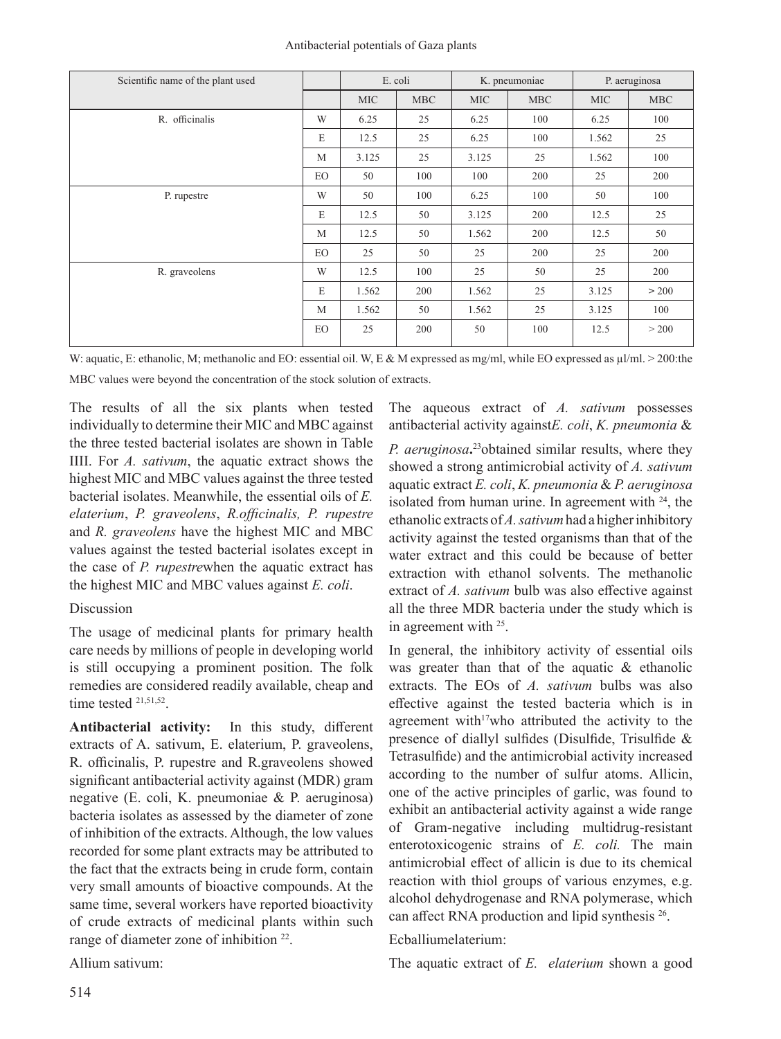| Scientific name of the plant used | | E. coli | | K. pneumoniae | | P. aeruginosa | |
|---|---|---|---|---|---|---|---|
| | | MIC | MBC | MIC | MBC | MIC | MBC |
| R. officinalis | W | 6.25 | 25 | 6.25 | 100 | 6.25 | 100 |
| | E | 12.5 | 25 | 6.25 | 100 | 1.562 | 25 |
| | M | 3.125 | 25 | 3.125 | 25 | 1.562 | 100 |
| | EO | 50 | 100 | 100 | 200 | 25 | 200 |
| P. rupestre | W | 50 | 100 | 6.25 | 100 | 50 | 100 |
| | E | 12.5 | 50 | 3.125 | 200 | 12.5 | 25 |
| | M | 12.5 | 50 | 1.562 | 200 | 12.5 | 50 |
| | EO | 25 | 50 | 25 | 200 | 25 | 200 |
| R. graveolens | W | 12.5 | 100 | 25 | 50 | 25 | 200 |
| | E | 1.562 | 200 | 1.562 | 25 | 3.125 | > 200 |
| | M | 1.562 | 50 | 1.562 | 25 | 3.125 | 100 |
| | EO | 25 | 200 | 50 | 100 | 12.5 | > 200 |

W: aquatic, E: ethanolic, M; methanolic and EO: essential oil. W, E & M expressed as mg/ml, while EO expressed as µl/ml. > 200:the MBC values were beyond the concentration of the stock solution of extracts.

The results of all the six plants when tested individually to determine their MIC and MBC against the three tested bacterial isolates are shown in Table IIII. For *A. sativum*, the aquatic extract shows the highest MIC and MBC values against the three tested bacterial isolates. Meanwhile, the essential oils of *E. elaterium*, *P. graveolens*, *R.officinalis, P. rupestre* and *R. graveolens* have the highest MIC and MBC values against the tested bacterial isolates except in the case of *P. rupestre*when the aquatic extract has the highest MIC and MBC values against *E. coli*.

## Discussion

The usage of medicinal plants for primary health care needs by millions of people in developing world is still occupying a prominent position. The folk remedies are considered readily available, cheap and time tested [21,51,52].

**Antibacterial activity:** In this study, different extracts of A. sativum, E. elaterium, P. graveolens, R. officinalis, P. rupestre and R.graveolens showed significant antibacterial activity against (MDR) gram negative (E. coli, K. pneumoniae & P. aeruginosa) bacteria isolates as assessed by the diameter of zone of inhibition of the extracts. Although, the low values recorded for some plant extracts may be attributed to the fact that the extracts being in crude form, contain very small amounts of bioactive compounds. At the same time, several workers have reported bioactivity of crude extracts of medicinal plants within such range of diameter zone of inhibition [22].

Allium sativum:

The aqueous extract of *A. sativum* possesses antibacterial activity against*E. coli*, *K. pneumonia* & *P. aeruginosa*.[23]obtained similar results, where they showed a strong antimicrobial activity of *A. sativum* aquatic extract *E. coli*, *K. pneumonia* & *P. aeruginosa* isolated from human urine. In agreement with [24], the ethanolic extracts of *A. sativum* had a higher inhibitory activity against the tested organisms than that of the water extract and this could be because of better extraction with ethanol solvents. The methanolic extract of *A. sativum* bulb was also effective against all the three MDR bacteria under the study which is in agreement with [25].

In general, the inhibitory activity of essential oils was greater than that of the aquatic & ethanolic extracts. The EOs of *A. sativum* bulbs was also effective against the tested bacteria which is in agreement with[17]who attributed the activity to the presence of diallyl sulfides (Disulfide, Trisulfide & Tetrasulfide) and the antimicrobial activity increased according to the number of sulfur atoms. Allicin, one of the active principles of garlic, was found to exhibit an antibacterial activity against a wide range of Gram-negative including multidrug-resistant enterotoxicogenic strains of *E. coli.* The main antimicrobial effect of allicin is due to its chemical reaction with thiol groups of various enzymes, e.g. alcohol dehydrogenase and RNA polymerase, which can affect RNA production and lipid synthesis [26].

Ecballiumelaterium:

The aquatic extract of *E. elaterium* shown a good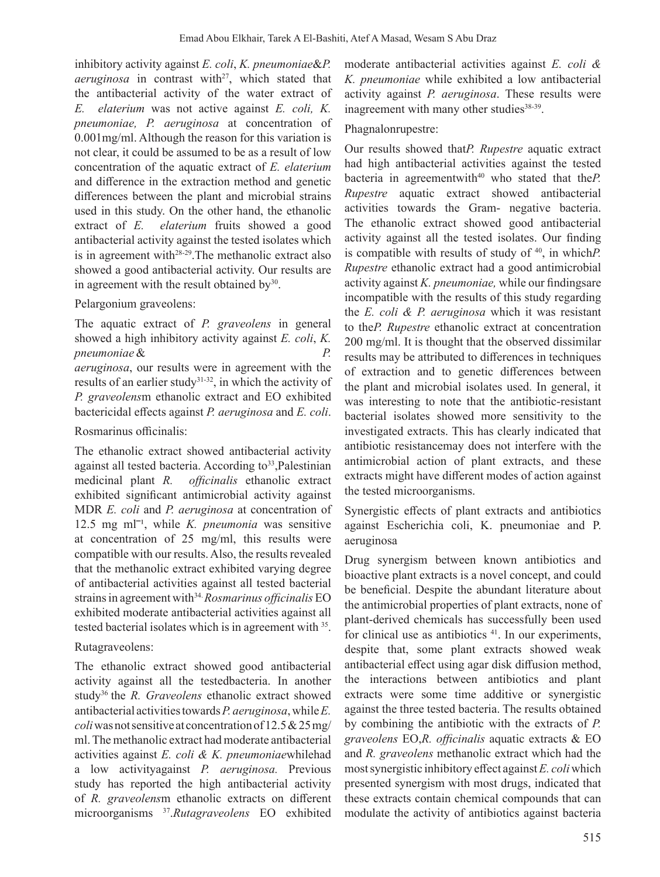inhibitory activity against *E. coli*, *K. pneumoniae*&*P. aeruginosa* in contrast with[27], which stated that the antibacterial activity of the water extract of *E. elaterium* was not active against *E. coli, K. pneumoniae, P. aeruginosa* at concentration of 0.001mg/ml. Although the reason for this variation is not clear, it could be assumed to be as a result of low concentration of the aquatic extract of *E. elaterium* and difference in the extraction method and genetic differences between the plant and microbial strains used in this study. On the other hand, the ethanolic extract of *E. elaterium* fruits showed a good antibacterial activity against the tested isolates which is in agreement with[28-29].The methanolic extract also showed a good antibacterial activity. Our results are in agreement with the result obtained by[30].

Pelargonium graveolens:

The aquatic extract of *P. graveolens* in general showed a high inhibitory activity against *E. coli*, *K. pneumoniae* & *P. aeruginosa*, our results were in agreement with the results of an earlier study[31-32], in which the activity of *P. graveolens*m ethanolic extract and EO exhibited bactericidal effects against *P. aeruginosa* and *E. coli*.

Rosmarinus officinalis:

The ethanolic extract showed antibacterial activity against all tested bacteria. According to[33],Palestinian medicinal plant *R. officinalis* ethanolic extract exhibited significant antimicrobial activity against MDR *E. coli* and *P. aeruginosa* at concentration of 12.5 mg ml$^{-1}$, while *K. pneumonia* was sensitive at concentration of 25 mg/ml, this results were compatible with our results. Also, the results revealed that the methanolic extract exhibited varying degree of antibacterial activities against all tested bacterial strains in agreement with[34]. *Rosmarinus officinalis* EO exhibited moderate antibacterial activities against all tested bacterial isolates which is in agreement with [35].

Rutagraveolens:

The ethanolic extract showed good antibacterial activity against all the testedbacteria. In another study[36] the *R. Graveolens* ethanolic extract showed antibacterial activities towards *P. aeruginosa*, while *E. coli* was not sensitive at concentration of 12.5 & 25 mg/ml. The methanolic extract had moderate antibacterial activities against *E. coli & K. pneumoniae*whilehad a low activityagainst *P. aeruginosa.* Previous study has reported the high antibacterial activity of *R. graveolens*m ethanolic extracts on different microorganisms [37].*Rutagraveolens* EO exhibited moderate antibacterial activities against *E. coli & K. pneumoniae* while exhibited a low antibacterial activity against *P. aeruginosa*. These results were inagreement with many other studies[38-39].

Phagnalonrupestre:

Our results showed that*P. Rupestre* aquatic extract had high antibacterial activities against the tested bacteria in agreementwith[40] who stated that the*P. Rupestre* aquatic extract showed antibacterial activities towards the Gram- negative bacteria. The ethanolic extract showed good antibacterial activity against all the tested isolates. Our finding is compatible with results of study of [40], in which*P. Rupestre* ethanolic extract had a good antimicrobial activity against *K. pneumoniae,* while our findingsare incompatible with the results of this study regarding the *E. coli & P. aeruginosa* which it was resistant to the*P. Rupestre* ethanolic extract at concentration 200 mg/ml. It is thought that the observed dissimilar results may be attributed to differences in techniques of extraction and to genetic differences between the plant and microbial isolates used. In general, it was interesting to note that the antibiotic-resistant bacterial isolates showed more sensitivity to the investigated extracts. This has clearly indicated that antibiotic resistancemay does not interfere with the antimicrobial action of plant extracts, and these extracts might have different modes of action against the tested microorganisms.

Synergistic effects of plant extracts and antibiotics against Escherichia coli, K. pneumoniae and P. aeruginosa

Drug synergism between known antibiotics and bioactive plant extracts is a novel concept, and could be beneficial. Despite the abundant literature about the antimicrobial properties of plant extracts, none of plant-derived chemicals has successfully been used for clinical use as antibiotics [41]. In our experiments, despite that, some plant extracts showed weak antibacterial effect using agar disk diffusion method, the interactions between antibiotics and plant extracts were some time additive or synergistic against the three tested bacteria. The results obtained by combining the antibiotic with the extracts of *P. graveolens* EO,*R. officinalis* aquatic extracts & EO and *R. graveolens* methanolic extract which had the most synergistic inhibitory effect against *E. coli* which presented synergism with most drugs, indicated that these extracts contain chemical compounds that can modulate the activity of antibiotics against bacteria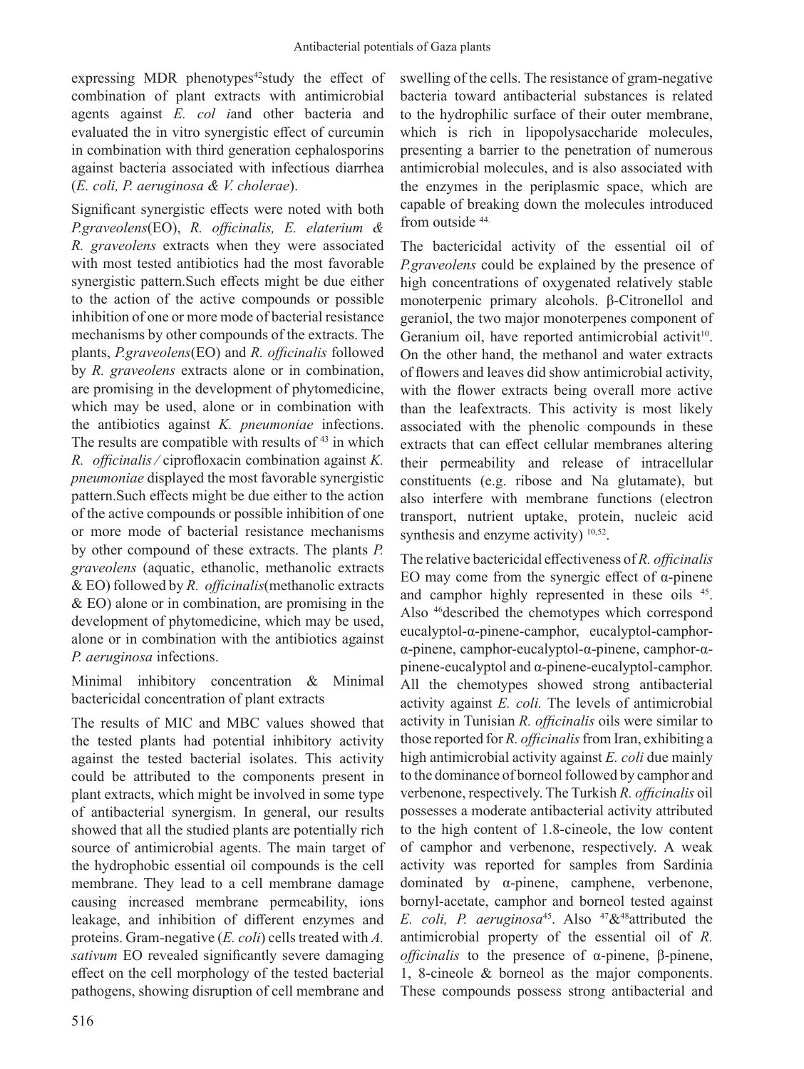expressing MDR phenotypes[42]study the effect of combination of plant extracts with antimicrobial agents against *E. col i*and other bacteria and evaluated the in vitro synergistic effect of curcumin in combination with third generation cephalosporins against bacteria associated with infectious diarrhea (*E. coli, P. aeruginosa & V. cholerae*).

Significant synergistic effects were noted with both *P.graveolens*(EO), *R. officinalis, E. elaterium & R. graveolens* extracts when they were associated with most tested antibiotics had the most favorable synergistic pattern.Such effects might be due either to the action of the active compounds or possible inhibition of one or more mode of bacterial resistance mechanisms by other compounds of the extracts. The plants, *P.graveolens*(EO) and *R. officinalis* followed by *R. graveolens* extracts alone or in combination, are promising in the development of phytomedicine, which may be used, alone or in combination with the antibiotics against *K. pneumoniae* infections. The results are compatible with results of [43] in which *R. officinalis /* ciprofloxacin combination against *K. pneumoniae* displayed the most favorable synergistic pattern.Such effects might be due either to the action of the active compounds or possible inhibition of one or more mode of bacterial resistance mechanisms by other compound of these extracts. The plants *P. graveolens* (aquatic, ethanolic, methanolic extracts & EO) followed by *R. officinalis*(methanolic extracts & EO) alone or in combination, are promising in the development of phytomedicine, which may be used, alone or in combination with the antibiotics against *P. aeruginosa* infections.

Minimal inhibitory concentration & Minimal bactericidal concentration of plant extracts

The results of MIC and MBC values showed that the tested plants had potential inhibitory activity against the tested bacterial isolates. This activity could be attributed to the components present in plant extracts, which might be involved in some type of antibacterial synergism. In general, our results showed that all the studied plants are potentially rich source of antimicrobial agents. The main target of the hydrophobic essential oil compounds is the cell membrane. They lead to a cell membrane damage causing increased membrane permeability, ions leakage, and inhibition of different enzymes and proteins. Gram-negative (*E. coli*) cells treated with *A. sativum* EO revealed significantly severe damaging effect on the cell morphology of the tested bacterial pathogens, showing disruption of cell membrane and swelling of the cells. The resistance of gram-negative bacteria toward antibacterial substances is related to the hydrophilic surface of their outer membrane, which is rich in lipopolysaccharide molecules, presenting a barrier to the penetration of numerous antimicrobial molecules, and is also associated with the enzymes in the periplasmic space, which are capable of breaking down the molecules introduced from outside [44].

The bactericidal activity of the essential oil of *P.graveolens* could be explained by the presence of high concentrations of oxygenated relatively stable monoterpenic primary alcohols. β-Citronellol and geraniol, the two major monoterpenes component of Geranium oil, have reported antimicrobial activit[10]. On the other hand, the methanol and water extracts of flowers and leaves did show antimicrobial activity, with the flower extracts being overall more active than the leafextracts. This activity is most likely associated with the phenolic compounds in these extracts that can effect cellular membranes altering their permeability and release of intracellular constituents (e.g. ribose and Na glutamate), but also interfere with membrane functions (electron transport, nutrient uptake, protein, nucleic acid synthesis and enzyme activity) [10,52].

The relative bactericidal effectiveness of *R. officinalis* EO may come from the synergic effect of α-pinene and camphor highly represented in these oils [45]. Also [46]described the chemotypes which correspond eucalyptol-α-pinene-camphor, eucalyptol-camphor-α-pinene, camphor-eucalyptol-α-pinene, camphor-α-pinene-eucalyptol and α-pinene-eucalyptol-camphor. All the chemotypes showed strong antibacterial activity against *E. coli.* The levels of antimicrobial activity in Tunisian *R. officinalis* oils were similar to those reported for *R. officinalis* from Iran, exhibiting a high antimicrobial activity against *E. coli* due mainly to the dominance of borneol followed by camphor and verbenone, respectively. The Turkish *R. officinalis* oil possesses a moderate antibacterial activity attributed to the high content of 1.8-cineole, the low content of camphor and verbenone, respectively. A weak activity was reported for samples from Sardinia dominated by α-pinene, camphene, verbenone, bornyl-acetate, camphor and borneol tested against *E. coli, P. aeruginosa*[45]. Also [47]&[48]attributed the antimicrobial property of the essential oil of *R. officinalis* to the presence of α-pinene, β-pinene, 1, 8-cineole & borneol as the major components. These compounds possess strong antibacterial and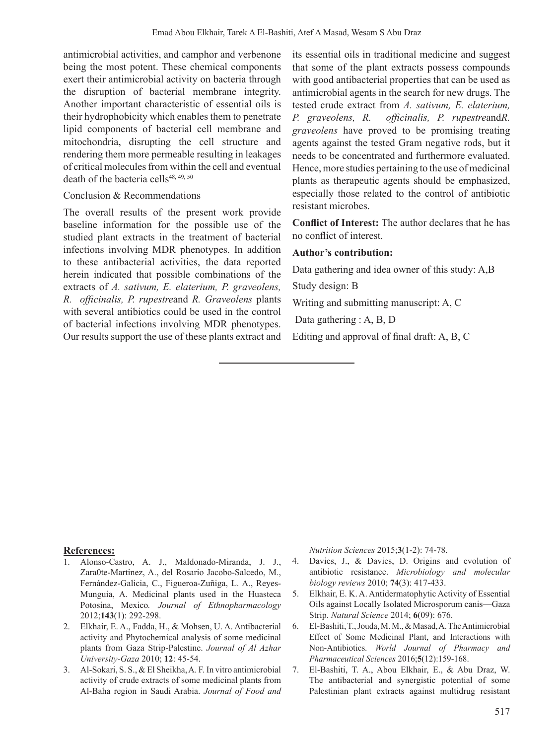antimicrobial activities, and camphor and verbenone being the most potent. These chemical components exert their antimicrobial activity on bacteria through the disruption of bacterial membrane integrity. Another important characteristic of essential oils is their hydrophobicity which enables them to penetrate lipid components of bacterial cell membrane and mitochondria, disrupting the cell structure and rendering them more permeable resulting in leakages of critical molecules from within the cell and eventual death of the bacteria cells[48, 49, 50]

## Conclusion & Recommendations

The overall results of the present work provide baseline information for the possible use of the studied plant extracts in the treatment of bacterial infections involving MDR phenotypes. In addition to these antibacterial activities, the data reported herein indicated that possible combinations of the extracts of *A. sativum, E. elaterium, P. graveolens, R. officinalis, P. rupestre*and *R. Graveolens* plants with several antibiotics could be used in the control of bacterial infections involving MDR phenotypes. Our results support the use of these plants extract and its essential oils in traditional medicine and suggest that some of the plant extracts possess compounds with good antibacterial properties that can be used as antimicrobial agents in the search for new drugs. The tested crude extract from *A. sativum, E. elaterium, P. graveolens, R. officinalis, P. rupestre*and*R. graveolens* have proved to be promising treating agents against the tested Gram negative rods, but it needs to be concentrated and furthermore evaluated. Hence, more studies pertaining to the use of medicinal plants as therapeutic agents should be emphasized, especially those related to the control of antibiotic resistant microbes.

**Conflict of Interest:** The author declares that he has no conflict of interest.

**Author's contribution:**

Data gathering and idea owner of this study: A,B

Study design: B

Writing and submitting manuscript: A, C

Data gathering : A, B, D

Editing and approval of final draft: A, B, C

---

## References:

1. Alonso-Castro, A. J., Maldonado-Miranda, J. J., Zara0te-Martinez, A., del Rosario Jacobo-Salcedo, M., Fernández-Galicia, C., Figueroa-Zuñiga, L. A., Reyes-Munguia, A. Medicinal plants used in the Huasteca Potosina, Mexico*. Journal of Ethnopharmacology* 2012;**143**(1): 292-298.
2. Elkhair, E. A., Fadda, H., & Mohsen, U. A. Antibacterial activity and Phytochemical analysis of some medicinal plants from Gaza Strip-Palestine. *Journal of Al Azhar University-Gaza* 2010; **12**: 45-54.
3. Al-Sokari, S. S., & El Sheikha, A. F. In vitro antimicrobial activity of crude extracts of some medicinal plants from Al-Baha region in Saudi Arabia. *Journal of Food and Nutrition Sciences* 2015;**3**(1-2): 74-78.
4. Davies, J., & Davies, D. Origins and evolution of antibiotic resistance. *Microbiology and molecular biology reviews* 2010; **74**(3): 417-433.
5. Elkhair, E. K. A. Antidermatophytic Activity of Essential Oils against Locally Isolated Microsporum canis—Gaza Strip. *Natural Science* 2014; **6**(09): 676.
6. El-Bashiti, T., Jouda, M. M., & Masad, A. The Antimicrobial Effect of Some Medicinal Plant, and Interactions with Non-Antibiotics. *World Journal of Pharmacy and Pharmaceutical Sciences* 2016;**5**(12):159-168.
7. El-Bashiti, T. A., Abou Elkhair, E., & Abu Draz, W. The antibacterial and synergistic potential of some Palestinian plant extracts against multidrug resistant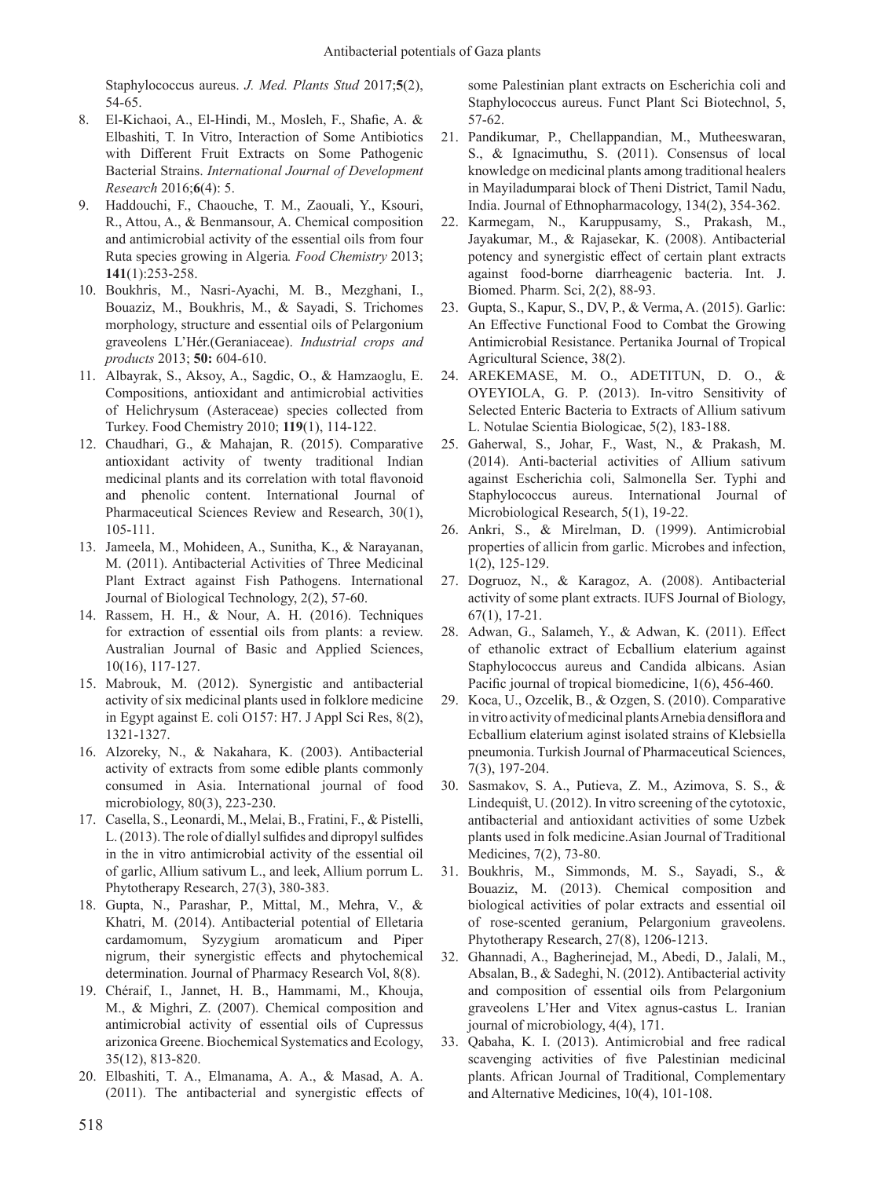Staphylococcus aureus. *J. Med. Plants Stud* 2017;**5**(2), 54-65.

8. El-Kichaoi, A., El-Hindi, M., Mosleh, F., Shafie, A. & Elbashiti, T. In Vitro, Interaction of Some Antibiotics with Different Fruit Extracts on Some Pathogenic Bacterial Strains. *International Journal of Development Research* 2016;**6**(4): 5.
9. Haddouchi, F., Chaouche, T. M., Zaouali, Y., Ksouri, R., Attou, A., & Benmansour, A. Chemical composition and antimicrobial activity of the essential oils from four Ruta species growing in Algeria*. Food Chemistry* 2013; **141**(1):253-258.
10. Boukhris, M., Nasri-Ayachi, M. B., Mezghani, I., Bouaziz, M., Boukhris, M., & Sayadi, S. Trichomes morphology, structure and essential oils of Pelargonium graveolens L'Hér.(Geraniaceae). *Industrial crops and products* 2013; **50:** 604-610.
11. Albayrak, S., Aksoy, A., Sagdic, O., & Hamzaoglu, E. Compositions, antioxidant and antimicrobial activities of Helichrysum (Asteraceae) species collected from Turkey. Food Chemistry 2010; **119**(1), 114-122.
12. Chaudhari, G., & Mahajan, R. (2015). Comparative antioxidant activity of twenty traditional Indian medicinal plants and its correlation with total flavonoid and phenolic content. International Journal of Pharmaceutical Sciences Review and Research, 30(1), 105-111.
13. Jameela, M., Mohideen, A., Sunitha, K., & Narayanan, M. (2011). Antibacterial Activities of Three Medicinal Plant Extract against Fish Pathogens. International Journal of Biological Technology, 2(2), 57-60.
14. Rassem, H. H., & Nour, A. H. (2016). Techniques for extraction of essential oils from plants: a review. Australian Journal of Basic and Applied Sciences, 10(16), 117-127.
15. Mabrouk, M. (2012). Synergistic and antibacterial activity of six medicinal plants used in folklore medicine in Egypt against E. coli O157: H7. J Appl Sci Res, 8(2), 1321-1327.
16. Alzoreky, N., & Nakahara, K. (2003). Antibacterial activity of extracts from some edible plants commonly consumed in Asia. International journal of food microbiology, 80(3), 223-230.
17. Casella, S., Leonardi, M., Melai, B., Fratini, F., & Pistelli, L. (2013). The role of diallyl sulfides and dipropyl sulfides in the in vitro antimicrobial activity of the essential oil of garlic, Allium sativum L., and leek, Allium porrum L. Phytotherapy Research, 27(3), 380-383.
18. Gupta, N., Parashar, P., Mittal, M., Mehra, V., & Khatri, M. (2014). Antibacterial potential of Elletaria cardamomum, Syzygium aromaticum and Piper nigrum, their synergistic effects and phytochemical determination. Journal of Pharmacy Research Vol, 8(8).
19. Chéraif, I., Jannet, H. B., Hammami, M., Khouja, M., & Mighri, Z. (2007). Chemical composition and antimicrobial activity of essential oils of Cupressus arizonica Greene. Biochemical Systematics and Ecology, 35(12), 813-820.
20. Elbashiti, T. A., Elmanama, A. A., & Masad, A. A. (2011). The antibacterial and synergistic effects of some Palestinian plant extracts on Escherichia coli and Staphylococcus aureus. Funct Plant Sci Biotechnol, 5, 57-62.
21. Pandikumar, P., Chellappandian, M., Mutheeswaran, S., & Ignacimuthu, S. (2011). Consensus of local knowledge on medicinal plants among traditional healers in Mayiladumparai block of Theni District, Tamil Nadu, India. Journal of Ethnopharmacology, 134(2), 354-362.
22. Karmegam, N., Karuppusamy, S., Prakash, M., Jayakumar, M., & Rajasekar, K. (2008). Antibacterial potency and synergistic effect of certain plant extracts against food-borne diarrheagenic bacteria. Int. J. Biomed. Pharm. Sci, 2(2), 88-93.
23. Gupta, S., Kapur, S., DV, P., & Verma, A. (2015). Garlic: An Effective Functional Food to Combat the Growing Antimicrobial Resistance. Pertanika Journal of Tropical Agricultural Science, 38(2).
24. AREKEMASE, M. O., ADETITUN, D. O., & OYEYIOLA, G. P. (2013). In-vitro Sensitivity of Selected Enteric Bacteria to Extracts of Allium sativum L. Notulae Scientia Biologicae, 5(2), 183-188.
25. Gaherwal, S., Johar, F., Wast, N., & Prakash, M. (2014). Anti-bacterial activities of Allium sativum against Escherichia coli, Salmonella Ser. Typhi and Staphylococcus aureus. International Journal of Microbiological Research, 5(1), 19-22.
26. Ankri, S., & Mirelman, D. (1999). Antimicrobial properties of allicin from garlic. Microbes and infection, 1(2), 125-129.
27. Dogruoz, N., & Karagoz, A. (2008). Antibacterial activity of some plant extracts. IUFS Journal of Biology, 67(1), 17-21.
28. Adwan, G., Salameh, Y., & Adwan, K. (2011). Effect of ethanolic extract of Ecballium elaterium against Staphylococcus aureus and Candida albicans. Asian Pacific journal of tropical biomedicine, 1(6), 456-460.
29. Koca, U., Ozcelik, B., & Ozgen, S. (2010). Comparative in vitro activity of medicinal plants Arnebia densiflora and Ecballium elaterium aginst isolated strains of Klebsiella pneumonia. Turkish Journal of Pharmaceutical Sciences, 7(3), 197-204.
30. Sasmakov, S. A., Putieva, Z. M., Azimova, S. S., & Lindequist, U. (2012). In vitro screening of the cytotoxic, antibacterial and antioxidant activities of some Uzbek plants used in folk medicine.Asian Journal of Traditional Medicines, 7(2), 73-80.
31. Boukhris, M., Simmonds, M. S., Sayadi, S., & Bouaziz, M. (2013). Chemical composition and biological activities of polar extracts and essential oil of rose-scented geranium, Pelargonium graveolens. Phytotherapy Research, 27(8), 1206-1213.
32. Ghannadi, A., Bagherinejad, M., Abedi, D., Jalali, M., Absalan, B., & Sadeghi, N. (2012). Antibacterial activity and composition of essential oils from Pelargonium graveolens L'Her and Vitex agnus-castus L. Iranian journal of microbiology, 4(4), 171.
33. Qabaha, K. I. (2013). Antimicrobial and free radical scavenging activities of five Palestinian medicinal plants. African Journal of Traditional, Complementary and Alternative Medicines, 10(4), 101-108.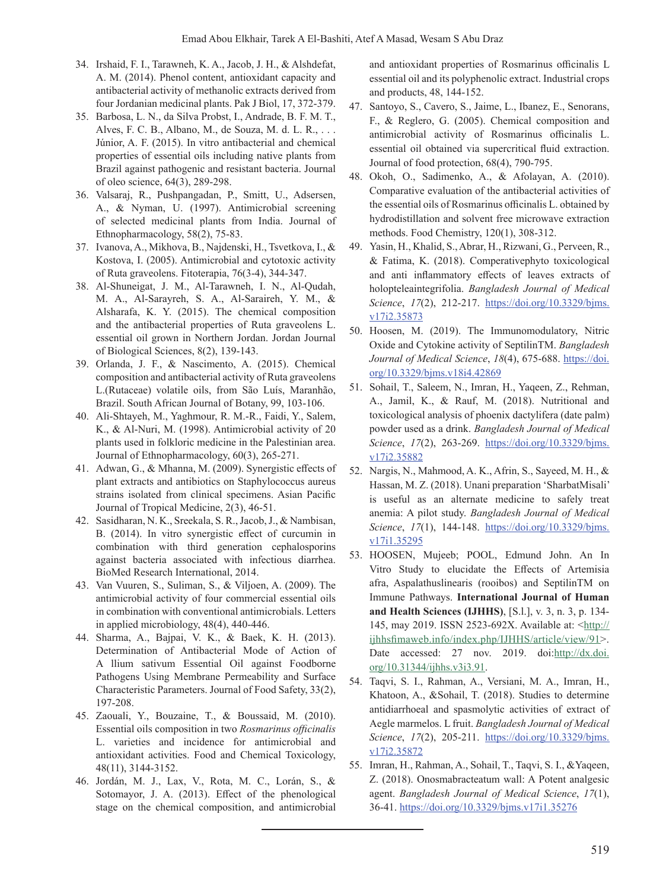34. Irshaid, F. I., Tarawneh, K. A., Jacob, J. H., & Alshdefat, A. M. (2014). Phenol content, antioxidant capacity and antibacterial activity of methanolic extracts derived from four Jordanian medicinal plants. Pak J Biol, 17, 372-379.
35. Barbosa, L. N., da Silva Probst, I., Andrade, B. F. M. T., Alves, F. C. B., Albano, M., de Souza, M. d. L. R., . . . Júnior, A. F. (2015). In vitro antibacterial and chemical properties of essential oils including native plants from Brazil against pathogenic and resistant bacteria. Journal of oleo science, 64(3), 289-298.
36. Valsaraj, R., Pushpangadan, P., Smitt, U., Adsersen, A., & Nyman, U. (1997). Antimicrobial screening of selected medicinal plants from India. Journal of Ethnopharmacology, 58(2), 75-83.
37. Ivanova, A., Mikhova, B., Najdenski, H., Tsvetkova, I., & Kostova, I. (2005). Antimicrobial and cytotoxic activity of Ruta graveolens. Fitoterapia, 76(3-4), 344-347.
38. Al-Shuneigat, J. M., Al-Tarawneh, I. N., Al-Qudah, M. A., Al-Sarayreh, S. A., Al-Saraireh, Y. M., & Alsharafa, K. Y. (2015). The chemical composition and the antibacterial properties of Ruta graveolens L. essential oil grown in Northern Jordan. Jordan Journal of Biological Sciences, 8(2), 139-143.
39. Orlanda, J. F., & Nascimento, A. (2015). Chemical composition and antibacterial activity of Ruta graveolens L.(Rutaceae) volatile oils, from São Luís, Maranhão, Brazil. South African Journal of Botany, 99, 103-106.
40. Ali-Shtayeh, M., Yaghmour, R. M.-R., Faidi, Y., Salem, K., & Al-Nuri, M. (1998). Antimicrobial activity of 20 plants used in folkloric medicine in the Palestinian area. Journal of Ethnopharmacology, 60(3), 265-271.
41. Adwan, G., & Mhanna, M. (2009). Synergistic effects of plant extracts and antibiotics on Staphylococcus aureus strains isolated from clinical specimens. Asian Pacific Journal of Tropical Medicine, 2(3), 46-51.
42. Sasidharan, N. K., Sreekala, S. R., Jacob, J., & Nambisan, B. (2014). In vitro synergistic effect of curcumin in combination with third generation cephalosporins against bacteria associated with infectious diarrhea. BioMed Research International, 2014.
43. Van Vuuren, S., Suliman, S., & Viljoen, A. (2009). The antimicrobial activity of four commercial essential oils in combination with conventional antimicrobials. Letters in applied microbiology, 48(4), 440-446.
44. Sharma, A., Bajpai, V. K., & Baek, K. H. (2013). Determination of Antibacterial Mode of Action of A llium sativum Essential Oil against Foodborne Pathogens Using Membrane Permeability and Surface Characteristic Parameters. Journal of Food Safety, 33(2), 197-208.
45. Zaouali, Y., Bouzaine, T., & Boussaid, M. (2010). Essential oils composition in two *Rosmarinus officinalis* L. varieties and incidence for antimicrobial and antioxidant activities. Food and Chemical Toxicology, 48(11), 3144-3152.
46. Jordán, M. J., Lax, V., Rota, M. C., Lorán, S., & Sotomayor, J. A. (2013). Effect of the phenological stage on the chemical composition, and antimicrobial and antioxidant properties of Rosmarinus officinalis L essential oil and its polyphenolic extract. Industrial crops and products, 48, 144-152.
47. Santoyo, S., Cavero, S., Jaime, L., Ibanez, E., Senorans, F., & Reglero, G. (2005). Chemical composition and antimicrobial activity of Rosmarinus officinalis L. essential oil obtained via supercritical fluid extraction. Journal of food protection, 68(4), 790-795.
48. Okoh, O., Sadimenko, A., & Afolayan, A. (2010). Comparative evaluation of the antibacterial activities of the essential oils of Rosmarinus officinalis L. obtained by hydrodistillation and solvent free microwave extraction methods. Food Chemistry, 120(1), 308-312.
49. Yasin, H., Khalid, S., Abrar, H., Rizwani, G., Perveen, R., & Fatima, K. (2018). Comperativephyto toxicological and anti inflammatory effects of leaves extracts of holopteleaintegrifolia. *Bangladesh Journal of Medical Science*, *17*(2), 212-217. https://doi.org/10.3329/bjms.v17i2.35873
50. Hoosen, M. (2019). The Immunomodulatory, Nitric Oxide and Cytokine activity of SeptilinTM. *Bangladesh Journal of Medical Science*, *18*(4), 675-688. https://doi.org/10.3329/bjms.v18i4.42869
51. Sohail, T., Saleem, N., Imran, H., Yaqeen, Z., Rehman, A., Jamil, K., & Rauf, M. (2018). Nutritional and toxicological analysis of phoenix dactylifera (date palm) powder used as a drink. *Bangladesh Journal of Medical Science*, *17*(2), 263-269. https://doi.org/10.3329/bjms.v17i2.35882
52. Nargis, N., Mahmood, A. K., Afrin, S., Sayeed, M. H., & Hassan, M. Z. (2018). Unani preparation 'SharbatMisali' is useful as an alternate medicine to safely treat anemia: A pilot study. *Bangladesh Journal of Medical Science*, *17*(1), 144-148. https://doi.org/10.3329/bjms.v17i1.35295
53. HOOSEN, Mujeeb; POOL, Edmund John. An In Vitro Study to elucidate the Effects of Artemisia afra, Aspalathuslinearis (rooibos) and SeptilinTM on Immune Pathways. **International Journal of Human and Health Sciences (IJHHS)**, [S.l.], v. 3, n. 3, p. 134-145, may 2019. ISSN 2523-692X. Available at: <http://ijhhsfimaweb.info/index.php/IJHHS/article/view/91>. Date accessed: 27 nov. 2019. doi:http://dx.doi.org/10.31344/ijhhs.v3i3.91.
54. Taqvi, S. I., Rahman, A., Versiani, M. A., Imran, H., Khatoon, A., &Sohail, T. (2018). Studies to determine antidiarrhoeal and spasmolytic activities of extract of Aegle marmelos. L fruit. *Bangladesh Journal of Medical Science*, *17*(2), 205-211. https://doi.org/10.3329/bjms.v17i2.35872
55. Imran, H., Rahman, A., Sohail, T., Taqvi, S. I., &Yaqeen, Z. (2018). Onosmabracteatum wall: A Potent analgesic agent. *Bangladesh Journal of Medical Science*, *17*(1), 36-41. https://doi.org/10.3329/bjms.v17i1.35276